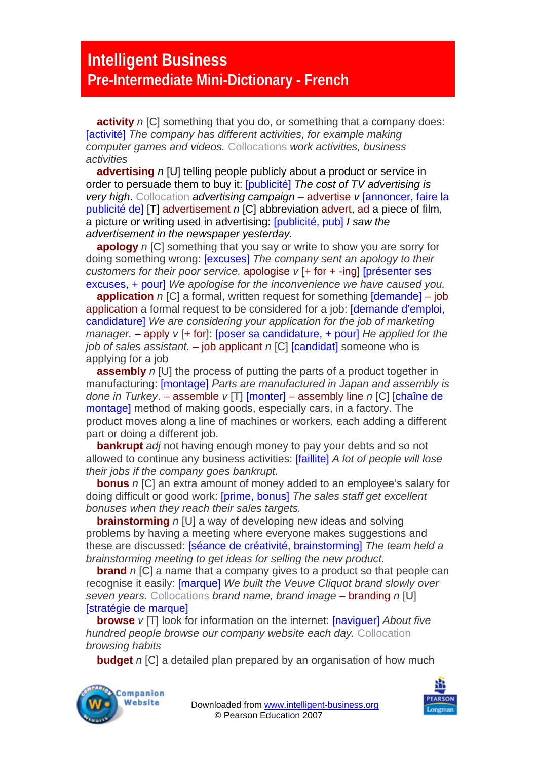# Intelligent Business
## Pre-Intermediate Mini-Dictionary - French

**activity** *n* [C] something that you do, or something that a company does: [activité] *The company has different activities, for example making computer games and videos.* Collocations *work activities, business activities*

**advertising** *n* [U] telling people publicly about a product or service in order to persuade them to buy it: [publicité] *The cost of TV advertising is very high*. Collocation *advertising campaign* – advertise *v* [annoncer, faire la publicité de] [T] advertisement *n* [C] abbreviation advert, ad a piece of film, a picture or writing used in advertising: [publicité, pub] *I saw the advertisement in the newspaper yesterday.*

**apology** *n* [C] something that you say or write to show you are sorry for doing something wrong: [excuses] *The company sent an apology to their customers for their poor service.* apologise *v* [+ for + -ing] [présenter ses excuses, + pour] *We apologise for the inconvenience we have caused you.*

**application** *n* [C] a formal, written request for something [demande] – job application a formal request to be considered for a job: [demande d'emploi, candidature] *We are considering your application for the job of marketing manager.* – apply *v* [+ for]: [poser sa candidature, + pour] *He applied for the job of sales assistant.* – job applicant *n* [C] [candidat] someone who is applying for a job

**assembly** *n* [U] the process of putting the parts of a product together in manufacturing: [montage] *Parts are manufactured in Japan and assembly is done in Turkey*. – assemble *v* [T] [monter] – assembly line *n* [C] [chaîne de montage] method of making goods, especially cars, in a factory. The product moves along a line of machines or workers, each adding a different part or doing a different job.

**bankrupt** *adj* not having enough money to pay your debts and so not allowed to continue any business activities: [faillite] *A lot of people will lose their jobs if the company goes bankrupt.*

**bonus** *n* [C] an extra amount of money added to an employee's salary for doing difficult or good work: [prime, bonus] *The sales staff get excellent bonuses when they reach their sales targets.*

**brainstorming** *n* [U] a way of developing new ideas and solving problems by having a meeting where everyone makes suggestions and these are discussed: [séance de créativité, brainstorming] *The team held a brainstorming meeting to get ideas for selling the new product.*

**brand** *n* [C] a name that a company gives to a product so that people can recognise it easily: [marque] *We built the Veuve Cliquot brand slowly over seven years.* Collocations *brand name, brand image* – branding *n* [U] [stratégie de marque]

**browse** *v* [T] look for information on the internet: [naviguer] *About five hundred people browse our company website each day.* Collocation *browsing habits*

**budget** *n* [C] a detailed plan prepared by an organisation of how much

Downloaded from www.intelligent-business.org
© Pearson Education 2007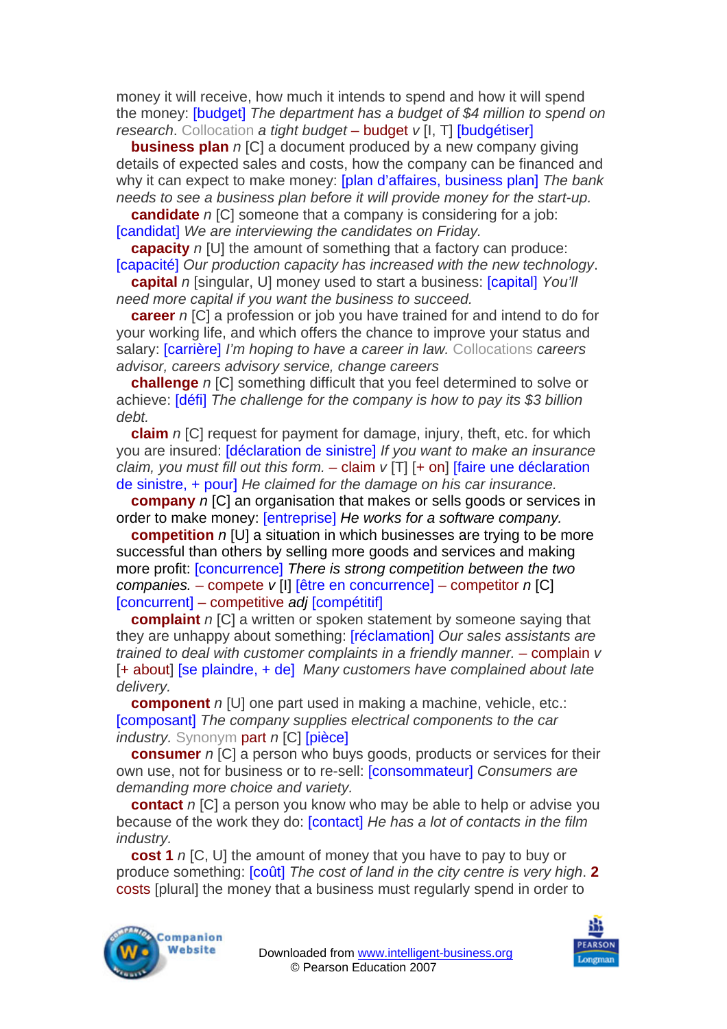money it will receive, how much it intends to spend and how it will spend the money: [budget] *The department has a budget of $4 million to spend on research*. Collocation *a tight budget* – budget *v* [I, T] [budgétiser]

**business plan** *n* [C] a document produced by a new company giving details of expected sales and costs, how the company can be financed and why it can expect to make money: [plan d'affaires, business plan] *The bank needs to see a business plan before it will provide money for the start-up.*

**candidate** *n* [C] someone that a company is considering for a job: [candidat] *We are interviewing the candidates on Friday.*

**capacity** *n* [U] the amount of something that a factory can produce: [capacité] *Our production capacity has increased with the new technology*.

**capital** *n* [singular, U] money used to start a business: [capital] *You'll need more capital if you want the business to succeed.*

**career** *n* [C] a profession or job you have trained for and intend to do for your working life, and which offers the chance to improve your status and salary: [carrière] *I'm hoping to have a career in law.* Collocations *careers advisor, careers advisory service, change careers*

**challenge** *n* [C] something difficult that you feel determined to solve or achieve: [défi] *The challenge for the company is how to pay its $3 billion debt.*

**claim** *n* [C] request for payment for damage, injury, theft, etc. for which you are insured: [déclaration de sinistre] *If you want to make an insurance claim, you must fill out this form.* – claim *v* [T] [+ on] [faire une déclaration de sinistre, + pour] *He claimed for the damage on his car insurance.*

**company** *n* [C] an organisation that makes or sells goods or services in order to make money: [entreprise] *He works for a software company.*

**competition** *n* [U] a situation in which businesses are trying to be more successful than others by selling more goods and services and making more profit: [concurrence] *There is strong competition between the two companies.* – compete *v* [I] [être en concurrence] – competitor *n* [C] [concurrent] – competitive *adj* [compétitif]

**complaint** *n* [C] a written or spoken statement by someone saying that they are unhappy about something: [réclamation] *Our sales assistants are trained to deal with customer complaints in a friendly manner.* – complain *v* [+ about] [se plaindre, + de] *Many customers have complained about late delivery.*

**component** *n* [U] one part used in making a machine, vehicle, etc.: [composant] *The company supplies electrical components to the car industry.* Synonym part *n* [C] [pièce]

**consumer** *n* [C] a person who buys goods, products or services for their own use, not for business or to re-sell: [consommateur] *Consumers are demanding more choice and variety.*

**contact** *n* [C] a person you know who may be able to help or advise you because of the work they do: [contact] *He has a lot of contacts in the film industry.*

**cost 1** *n* [C, U] the amount of money that you have to pay to buy or produce something: [coût] *The cost of land in the city centre is very high*. **2** costs [plural] the money that a business must regularly spend in order to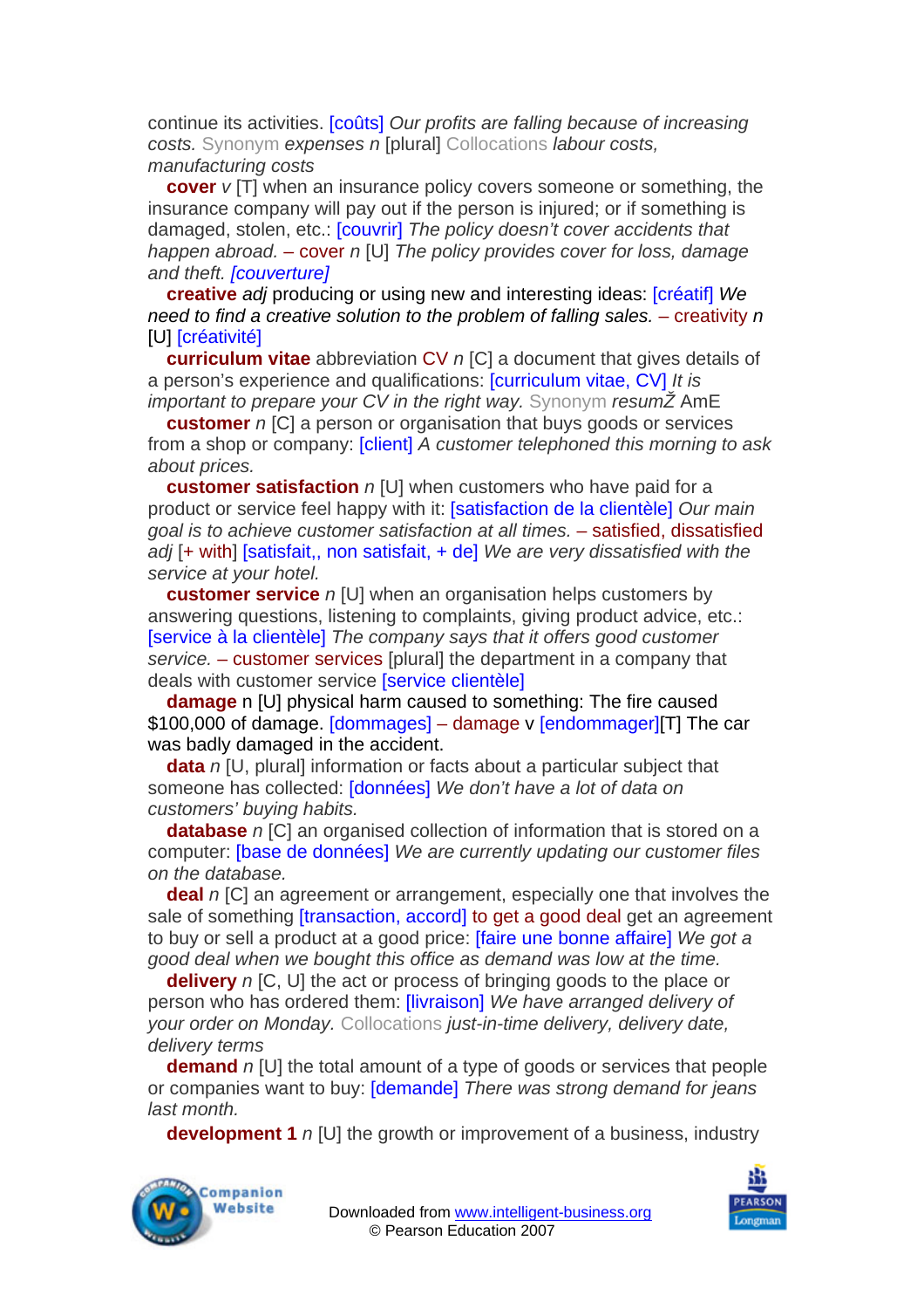continue its activities. [coûts] *Our profits are falling because of increasing costs.* Synonym *expenses n* [plural] Collocations *labour costs, manufacturing costs*

**cover** *v* [T] when an insurance policy covers someone or something, the insurance company will pay out if the person is injured; or if something is damaged, stolen, etc.: [couvrir] *The policy doesn't cover accidents that happen abroad.* – cover *n* [U] *The policy provides cover for loss, damage and theft.* *[couverture]*

**creative** *adj* producing or using new and interesting ideas: [créatif] *We need to find a creative solution to the problem of falling sales.* – creativity *n* [U] [créativité]

**curriculum vitae** abbreviation CV *n* [C] a document that gives details of a person's experience and qualifications: [curriculum vitae, CV] *It is important to prepare your CV in the right way.* Synonym *resumŽ* AmE

**customer** *n* [C] a person or organisation that buys goods or services from a shop or company: [client] *A customer telephoned this morning to ask about prices.*

**customer satisfaction** *n* [U] when customers who have paid for a product or service feel happy with it: [satisfaction de la clientèle] *Our main goal is to achieve customer satisfaction at all times.* – satisfied, dissatisfied *adj* [+ with] [satisfait,, non satisfait, + de] *We are very dissatisfied with the service at your hotel.*

**customer service** *n* [U] when an organisation helps customers by answering questions, listening to complaints, giving product advice, etc.: [service à la clientèle] *The company says that it offers good customer service.* – customer services [plural] the department in a company that deals with customer service [service clientèle]

**damage** n [U] physical harm caused to something: The fire caused $100,000 of damage. [dommages] – damage v [endommager][T] The car was badly damaged in the accident.

**data** *n* [U, plural] information or facts about a particular subject that someone has collected: [données] *We don't have a lot of data on customers' buying habits.*

**database** *n* [C] an organised collection of information that is stored on a computer: [base de données] *We are currently updating our customer files on the database.*

**deal** *n* [C] an agreement or arrangement, especially one that involves the sale of something [transaction, accord] to get a good deal get an agreement to buy or sell a product at a good price: [faire une bonne affaire] *We got a good deal when we bought this office as demand was low at the time.*

**delivery** *n* [C, U] the act or process of bringing goods to the place or person who has ordered them: [livraison] *We have arranged delivery of your order on Monday.* Collocations *just-in-time delivery, delivery date, delivery terms*

**demand** *n* [U] the total amount of a type of goods or services that people or companies want to buy: [demande] *There was strong demand for jeans last month.*

**development 1** *n* [U] the growth or improvement of a business, industry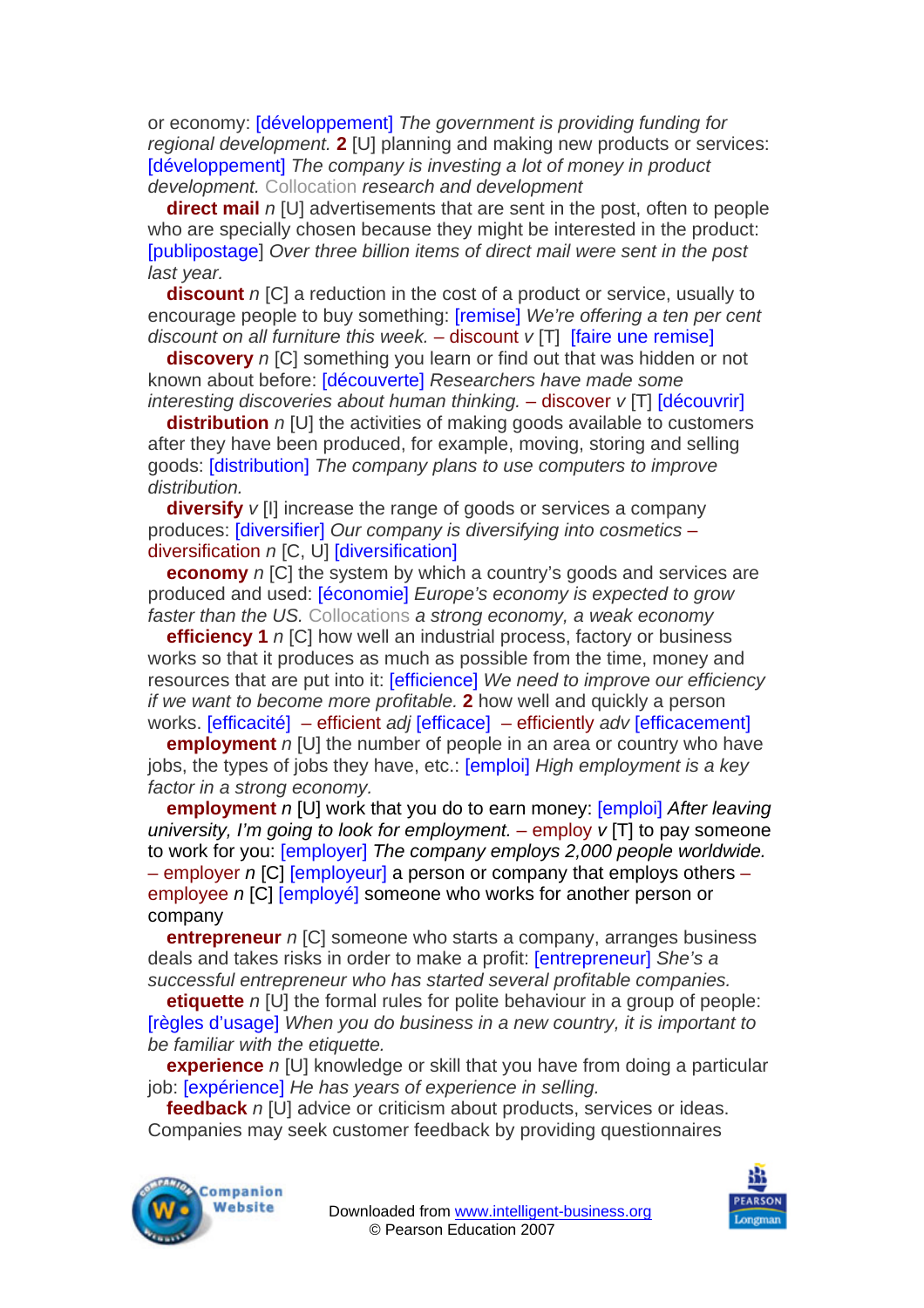or economy: [développement] *The government is providing funding for regional development.* **2** [U] planning and making new products or services: [développement] *The company is investing a lot of money in product development.* Collocation *research and development*

**direct mail** *n* [U] advertisements that are sent in the post, often to people who are specially chosen because they might be interested in the product: [publipostage] *Over three billion items of direct mail were sent in the post last year.*

**discount** *n* [C] a reduction in the cost of a product or service, usually to encourage people to buy something: [remise] *We're offering a ten per cent discount on all furniture this week.* – discount *v* [T] [faire une remise]

**discovery** *n* [C] something you learn or find out that was hidden or not known about before: [découverte] *Researchers have made some interesting discoveries about human thinking.* – discover *v* [T] [découvrir]

**distribution** *n* [U] the activities of making goods available to customers after they have been produced, for example, moving, storing and selling goods: [distribution] *The company plans to use computers to improve distribution.*

**diversify** *v* [I] increase the range of goods or services a company produces: [diversifier] *Our company is diversifying into cosmetics* – diversification *n* [C, U] [diversification]

**economy** *n* [C] the system by which a country's goods and services are produced and used: [économie] *Europe's economy is expected to grow faster than the US.* Collocations *a strong economy, a weak economy*

**efficiency 1** *n* [C] how well an industrial process, factory or business works so that it produces as much as possible from the time, money and resources that are put into it: [efficience] *We need to improve our efficiency if we want to become more profitable.* **2** how well and quickly a person works. [efficacité] – efficient *adj* [efficace] – efficiently *adv* [efficacement]

**employment** *n* [U] the number of people in an area or country who have jobs, the types of jobs they have, etc.: [emploi] *High employment is a key factor in a strong economy.*

**employment** *n* [U] work that you do to earn money: [emploi] *After leaving university, I'm going to look for employment.* – employ *v* [T] to pay someone to work for you: [employer] *The company employs 2,000 people worldwide.* – employer *n* [C] [employeur] a person or company that employs others – employee *n* [C] [employé] someone who works for another person or company

**entrepreneur** *n* [C] someone who starts a company, arranges business deals and takes risks in order to make a profit: [entrepreneur] *She's a successful entrepreneur who has started several profitable companies.*

**etiquette** *n* [U] the formal rules for polite behaviour in a group of people: [règles d'usage] *When you do business in a new country, it is important to be familiar with the etiquette.*

**experience** *n* [U] knowledge or skill that you have from doing a particular job: [expérience] *He has years of experience in selling.*

**feedback** *n* [U] advice or criticism about products, services or ideas. Companies may seek customer feedback by providing questionnaires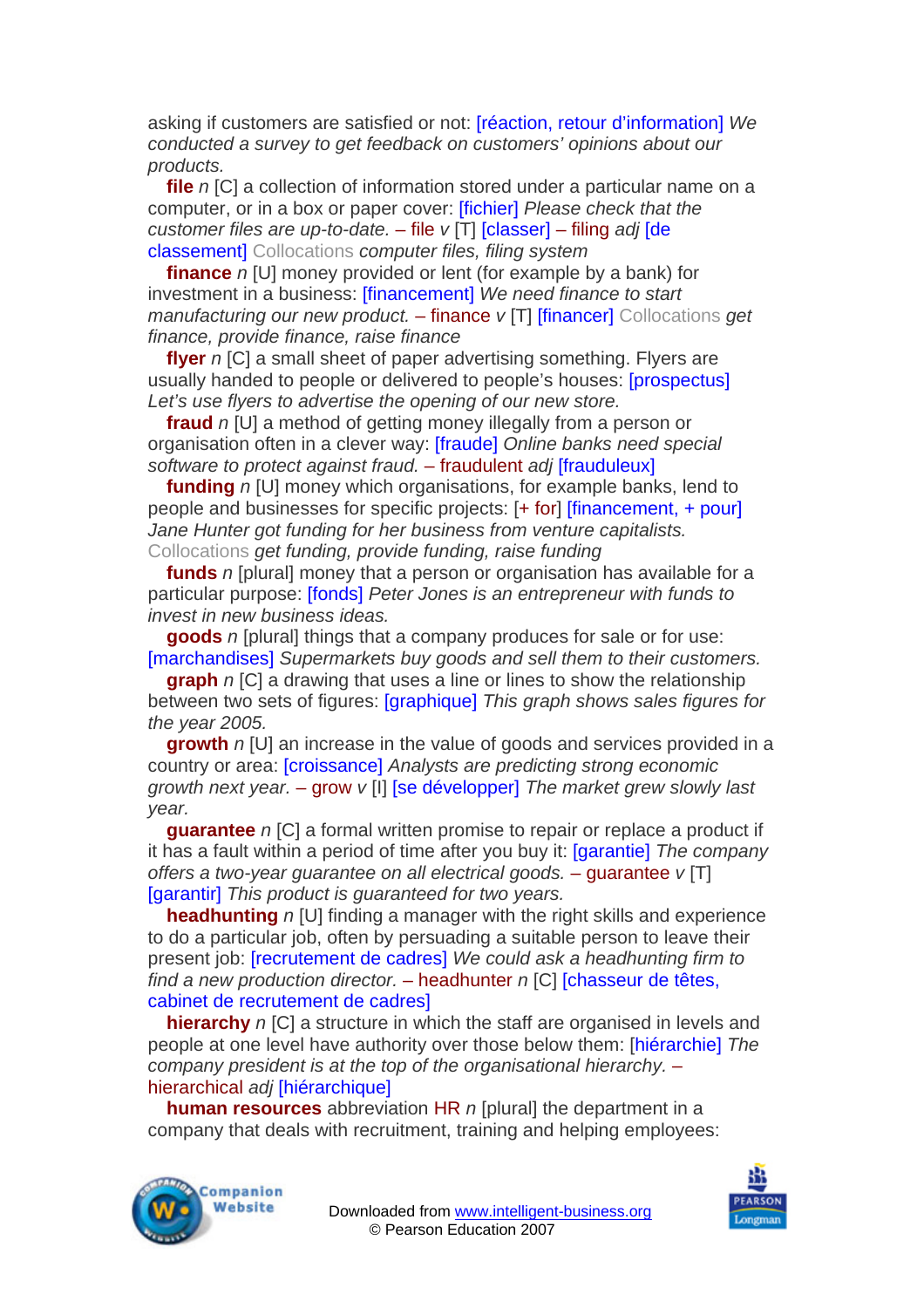asking if customers are satisfied or not: [réaction, retour d'information] *We conducted a survey to get feedback on customers' opinions about our products.*

**file** *n* [C] a collection of information stored under a particular name on a computer, or in a box or paper cover: [fichier] *Please check that the customer files are up-to-date.* – file *v* [T] [classer] – filing *adj* [de classement] Collocations *computer files, filing system*

**finance** *n* [U] money provided or lent (for example by a bank) for investment in a business: [financement] *We need finance to start manufacturing our new product.* – finance *v* [T] [financer] Collocations *get finance, provide finance, raise finance*

**flyer** *n* [C] a small sheet of paper advertising something. Flyers are usually handed to people or delivered to people's houses: [prospectus] *Let's use flyers to advertise the opening of our new store.*

**fraud** *n* [U] a method of getting money illegally from a person or organisation often in a clever way: [fraude] *Online banks need special software to protect against fraud.* – fraudulent *adj* [frauduleux]

**funding** *n* [U] money which organisations, for example banks, lend to people and businesses for specific projects: [+ for] [financement, + pour] *Jane Hunter got funding for her business from venture capitalists.* Collocations *get funding, provide funding, raise funding*

**funds** *n* [plural] money that a person or organisation has available for a particular purpose: [fonds] *Peter Jones is an entrepreneur with funds to invest in new business ideas.*

**goods** *n* [plural] things that a company produces for sale or for use: [marchandises] *Supermarkets buy goods and sell them to their customers.*

**graph** *n* [C] a drawing that uses a line or lines to show the relationship between two sets of figures: [graphique] *This graph shows sales figures for the year 2005.*

**growth** *n* [U] an increase in the value of goods and services provided in a country or area: [croissance] *Analysts are predicting strong economic growth next year.* – grow *v* [I] [se développer] *The market grew slowly last year.*

**guarantee** *n* [C] a formal written promise to repair or replace a product if it has a fault within a period of time after you buy it: [garantie] *The company offers a two-year guarantee on all electrical goods.* – guarantee *v* [T] [garantir] *This product is guaranteed for two years.*

**headhunting** *n* [U] finding a manager with the right skills and experience to do a particular job, often by persuading a suitable person to leave their present job: [recrutement de cadres] *We could ask a headhunting firm to find a new production director.* – headhunter *n* [C] [chasseur de têtes, cabinet de recrutement de cadres]

**hierarchy** *n* [C] a structure in which the staff are organised in levels and people at one level have authority over those below them: [hiérarchie] *The company president is at the top of the organisational hierarchy.* – hierarchical *adj* [hiérarchique]

**human resources** abbreviation HR *n* [plural] the department in a company that deals with recruitment, training and helping employees: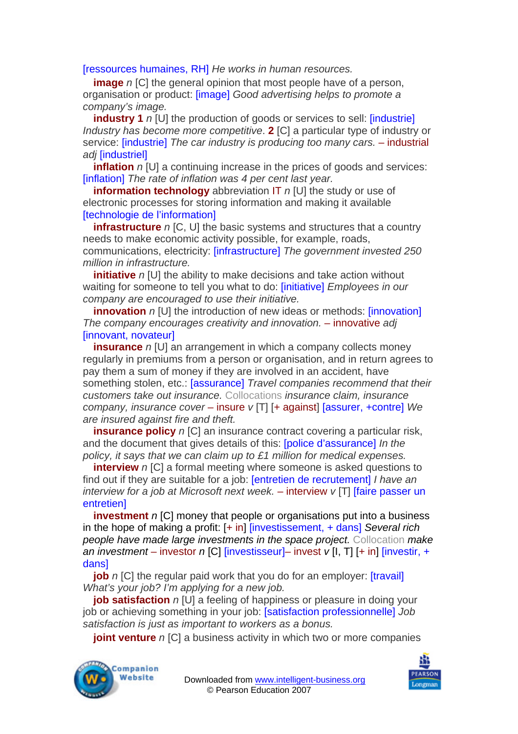[ressources humaines, RH] *He works in human resources.*

**image** *n* [C] the general opinion that most people have of a person, organisation or product: [image] *Good advertising helps to promote a company's image.*

**industry 1** *n* [U] the production of goods or services to sell: [industrie] *Industry has become more competitive*. **2** [C] a particular type of industry or service: [industrie] *The car industry is producing too many cars.* – industrial *adj* [industriel]

**inflation** *n* [U] a continuing increase in the prices of goods and services: [inflation] *The rate of inflation was 4 per cent last year.*

**information technology** abbreviation IT *n* [U] the study or use of electronic processes for storing information and making it available [technologie de l'information]

**infrastructure** *n* [C, U] the basic systems and structures that a country needs to make economic activity possible, for example, roads, communications, electricity: [infrastructure] *The government invested 250 million in infrastructure.*

**initiative** *n* [U] the ability to make decisions and take action without waiting for someone to tell you what to do: [initiative] *Employees in our company are encouraged to use their initiative.*

**innovation** *n* [U] the introduction of new ideas or methods: [innovation] *The company encourages creativity and innovation.* – innovative *adj* [innovant, novateur]

**insurance** *n* [U] an arrangement in which a company collects money regularly in premiums from a person or organisation, and in return agrees to pay them a sum of money if they are involved in an accident, have something stolen, etc.: [assurance] *Travel companies recommend that their customers take out insurance.* Collocations *insurance claim, insurance company, insurance cover* – insure *v* [T] [+ against] [assurer, +contre] *We are insured against fire and theft.*

**insurance policy** *n* [C] an insurance contract covering a particular risk, and the document that gives details of this: [police d'assurance] *In the policy, it says that we can claim up to £1 million for medical expenses.*

**interview** *n* [C] a formal meeting where someone is asked questions to find out if they are suitable for a job: [entretien de recrutement] *I have an interview for a job at Microsoft next week.* – interview *v* [T] [faire passer un entretien]

**investment** *n* [C] money that people or organisations put into a business in the hope of making a profit: [+ in] [investissement, + dans] *Several rich people have made large investments in the space project.* Collocation *make an investment* – investor *n* [C] [investisseur]– invest *v* [I, T] [+ in] [investir, + dans]

**job** *n* [C] the regular paid work that you do for an employer: [travail] *What's your job? I'm applying for a new job.*

**job satisfaction** *n* [U] a feeling of happiness or pleasure in doing your job or achieving something in your job: [satisfaction professionnelle] *Job satisfaction is just as important to workers as a bonus.*

**joint venture** *n* [C] a business activity in which two or more companies

Downloaded from www.intelligent-business.org
© Pearson Education 2007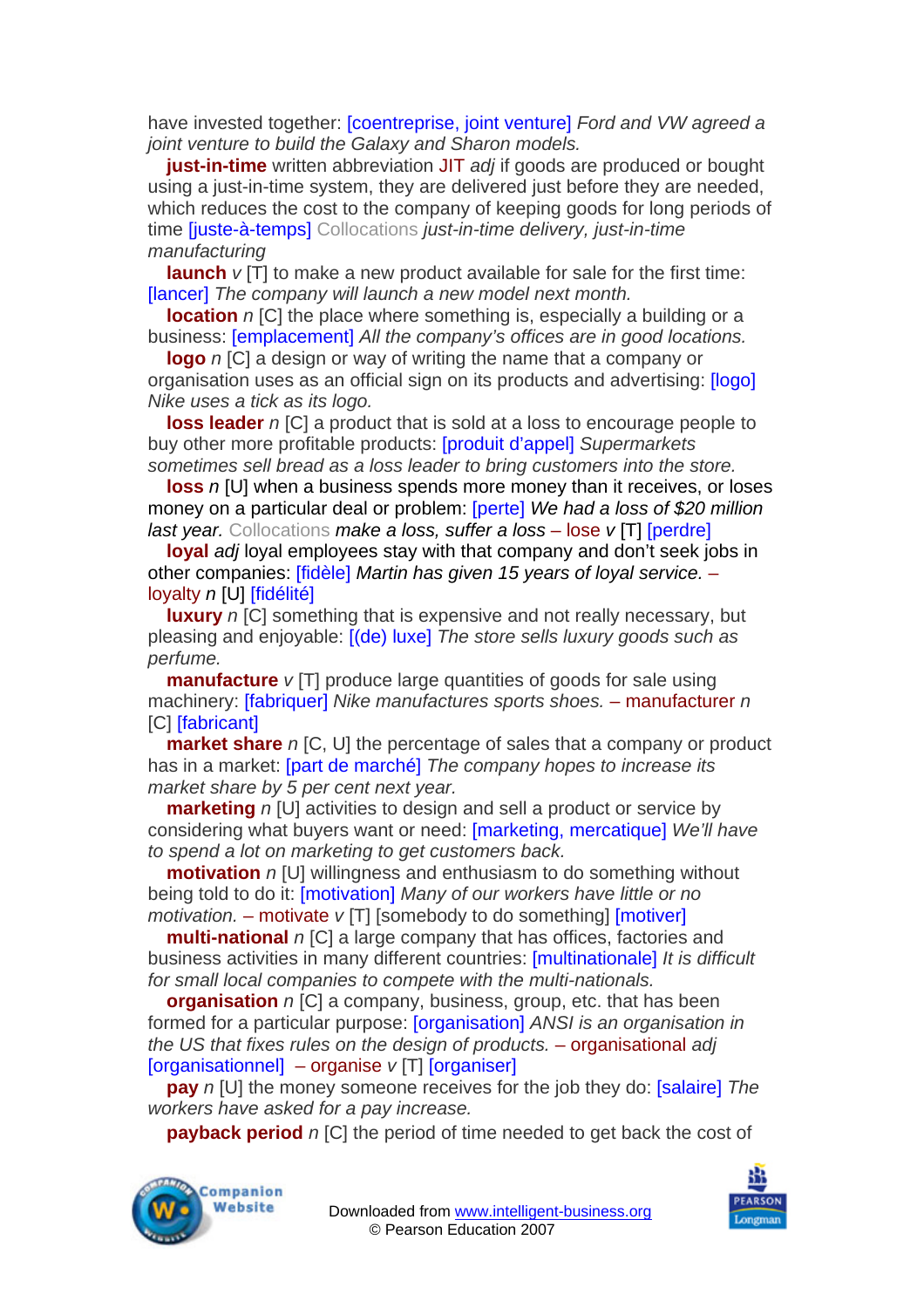have invested together: [coentreprise, joint venture] *Ford and VW agreed a joint venture to build the Galaxy and Sharon models.*

**just-in-time** written abbreviation JIT *adj* if goods are produced or bought using a just-in-time system, they are delivered just before they are needed, which reduces the cost to the company of keeping goods for long periods of time [juste-à-temps] Collocations *just-in-time delivery, just-in-time manufacturing*

**launch** *v* [T] to make a new product available for sale for the first time: [lancer] *The company will launch a new model next month.*

**location** *n* [C] the place where something is, especially a building or a business: [emplacement] *All the company's offices are in good locations.*

**logo** *n* [C] a design or way of writing the name that a company or organisation uses as an official sign on its products and advertising: [logo] *Nike uses a tick as its logo.*

**loss leader** *n* [C] a product that is sold at a loss to encourage people to buy other more profitable products: [produit d'appel] *Supermarkets sometimes sell bread as a loss leader to bring customers into the store.*

**loss** *n* [U] when a business spends more money than it receives, or loses money on a particular deal or problem: [perte] *We had a loss of $20 million last year.* Collocations *make a loss, suffer a loss* – lose *v* [T] [perdre]

**loyal** *adj* loyal employees stay with that company and don't seek jobs in other companies: [fidèle] *Martin has given 15 years of loyal service.* – loyalty *n* [U] [fidélité]

**luxury** *n* [C] something that is expensive and not really necessary, but pleasing and enjoyable: [(de) luxe] *The store sells luxury goods such as perfume.*

**manufacture** *v* [T] produce large quantities of goods for sale using machinery: [fabriquer] *Nike manufactures sports shoes.* – manufacturer *n* [C] [fabricant]

**market share** *n* [C, U] the percentage of sales that a company or product has in a market: [part de marché] *The company hopes to increase its market share by 5 per cent next year.*

**marketing** *n* [U] activities to design and sell a product or service by considering what buyers want or need: [marketing, mercatique] *We'll have to spend a lot on marketing to get customers back.*

**motivation** *n* [U] willingness and enthusiasm to do something without being told to do it: [motivation] *Many of our workers have little or no motivation.* – motivate *v* [T] [somebody to do something] [motiver]

**multi-national** *n* [C] a large company that has offices, factories and business activities in many different countries: [multinationale] *It is difficult for small local companies to compete with the multi-nationals.*

**organisation** *n* [C] a company, business, group, etc. that has been formed for a particular purpose: [organisation] *ANSI is an organisation in the US that fixes rules on the design of products.* – organisational *adj* [organisationnel] – organise *v* [T] [organiser]

**pay** *n* [U] the money someone receives for the job they do: [salaire] *The workers have asked for a pay increase.*

**payback period** *n* [C] the period of time needed to get back the cost of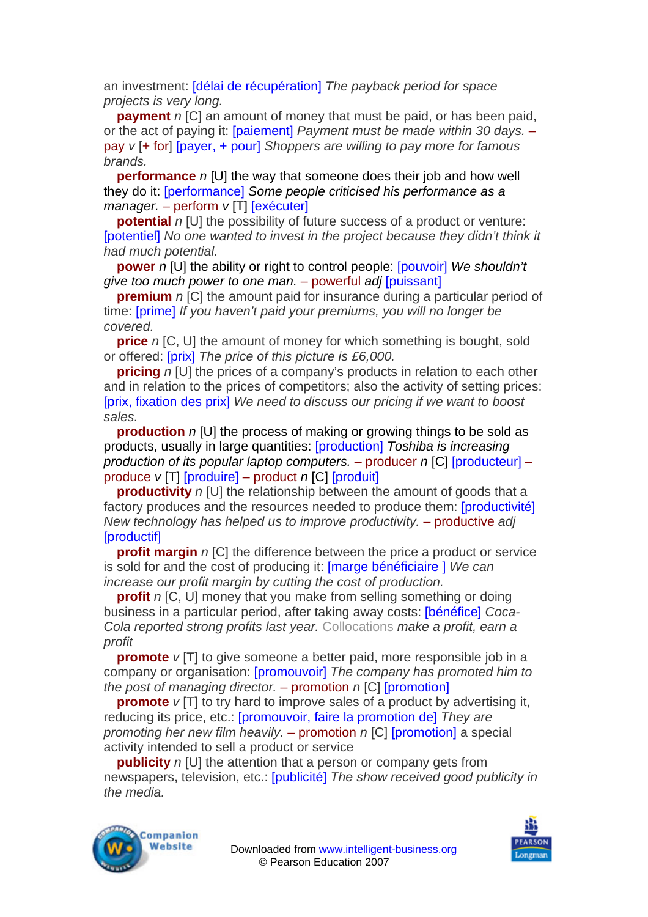an investment: [délai de récupération] *The payback period for space projects is very long.*

**payment** *n* [C] an amount of money that must be paid, or has been paid, or the act of paying it: [paiement] *Payment must be made within 30 days.* – pay *v* [+ for] [payer, + pour] *Shoppers are willing to pay more for famous brands.*

**performance** *n* [U] the way that someone does their job and how well they do it: [performance] *Some people criticised his performance as a manager.* – perform *v* [T] [exécuter]

**potential** *n* [U] the possibility of future success of a product or venture: [potentiel] *No one wanted to invest in the project because they didn't think it had much potential.*

**power** *n* [U] the ability or right to control people: [pouvoir] *We shouldn't give too much power to one man.* – powerful *adj* [puissant]

**premium** *n* [C] the amount paid for insurance during a particular period of time: [prime] *If you haven't paid your premiums, you will no longer be covered.*

**price** *n* [C, U] the amount of money for which something is bought, sold or offered: [prix] *The price of this picture is £6,000.*

**pricing** *n* [U] the prices of a company's products in relation to each other and in relation to the prices of competitors; also the activity of setting prices: [prix, fixation des prix] *We need to discuss our pricing if we want to boost sales.*

**production** *n* [U] the process of making or growing things to be sold as products, usually in large quantities: [production] *Toshiba is increasing production of its popular laptop computers.* – producer *n* [C] [producteur] – produce *v* [T] [produire] – product *n* [C] [produit]

**productivity** *n* [U] the relationship between the amount of goods that a factory produces and the resources needed to produce them: [productivité] *New technology has helped us to improve productivity.* – productive *adj* [productif]

**profit margin** *n* [C] the difference between the price a product or service is sold for and the cost of producing it: [marge bénéficiaire ] *We can increase our profit margin by cutting the cost of production.*

**profit** *n* [C, U] money that you make from selling something or doing business in a particular period, after taking away costs: [bénéfice] *Coca-Cola reported strong profits last year.* Collocations *make a profit, earn a profit*

**promote** *v* [T] to give someone a better paid, more responsible job in a company or organisation: [promouvoir] *The company has promoted him to the post of managing director.* – promotion *n* [C] [promotion]

**promote** *v* [T] to try hard to improve sales of a product by advertising it, reducing its price, etc.: [promouvoir, faire la promotion de] *They are promoting her new film heavily.* – promotion *n* [C] [promotion] a special activity intended to sell a product or service

**publicity** *n* [U] the attention that a person or company gets from newspapers, television, etc.: [publicité] *The show received good publicity in the media.*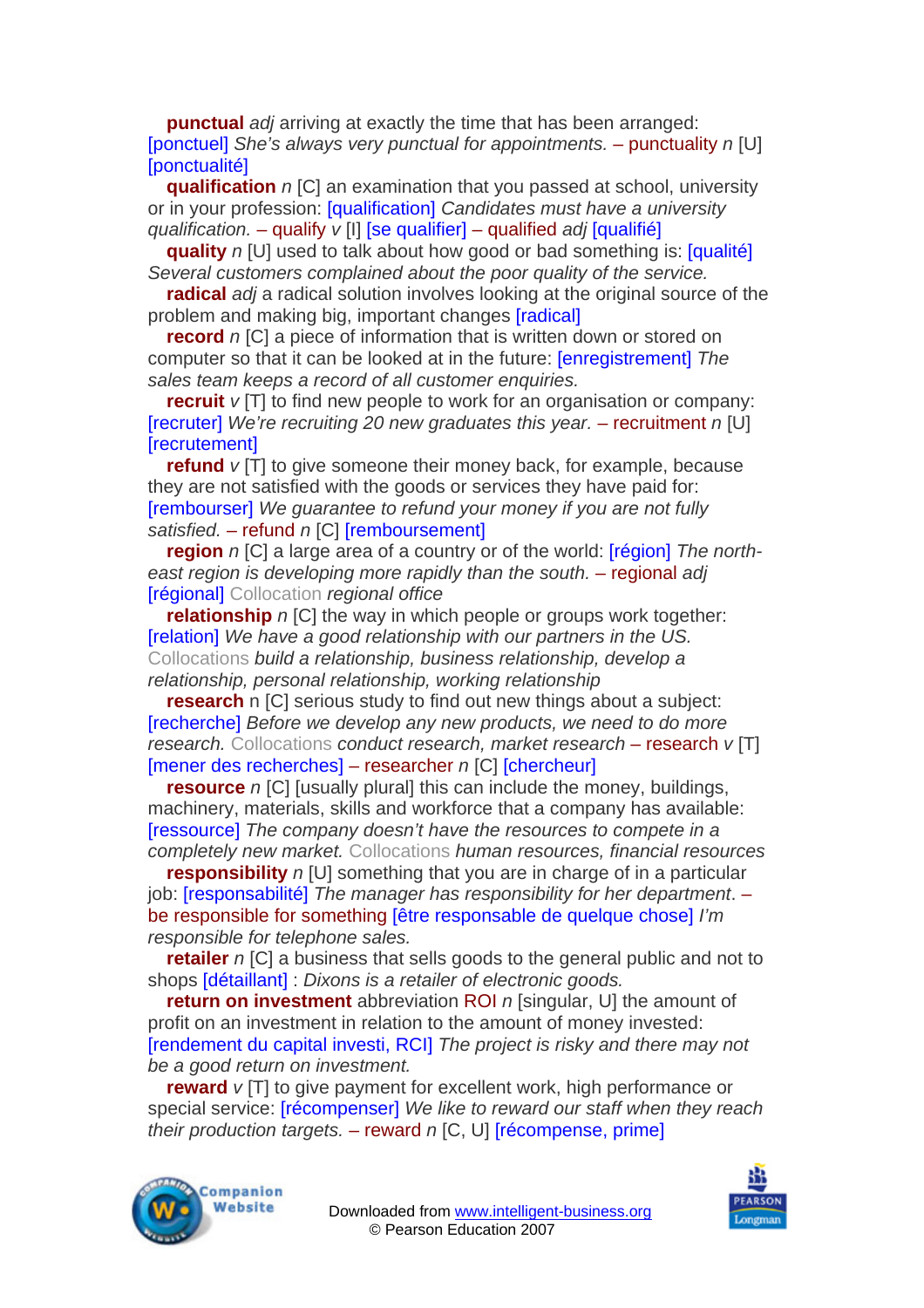**punctual** *adj* arriving at exactly the time that has been arranged: [ponctuel] *She's always very punctual for appointments.* – punctuality *n* [U] [ponctualité]

**qualification** *n* [C] an examination that you passed at school, university or in your profession: [qualification] *Candidates must have a university qualification.* – qualify *v* [I] [se qualifier] – qualified *adj* [qualifié]

**quality** *n* [U] used to talk about how good or bad something is: [qualité] *Several customers complained about the poor quality of the service.*

**radical** *adj* a radical solution involves looking at the original source of the problem and making big, important changes [radical]

**record** *n* [C] a piece of information that is written down or stored on computer so that it can be looked at in the future: [enregistrement] *The sales team keeps a record of all customer enquiries.*

**recruit** *v* [T] to find new people to work for an organisation or company: [recruter] *We're recruiting 20 new graduates this year.* – recruitment *n* [U] [recrutement]

**refund** *v* [T] to give someone their money back, for example, because they are not satisfied with the goods or services they have paid for: [rembourser] *We guarantee to refund your money if you are not fully satisfied.* – refund *n* [C] [remboursement]

**region** *n* [C] a large area of a country or of the world: [région] *The north-east region is developing more rapidly than the south.* – regional *adj* [régional] Collocation *regional office*

**relationship** *n* [C] the way in which people or groups work together: [relation] *We have a good relationship with our partners in the US.* Collocations *build a relationship, business relationship, develop a relationship, personal relationship, working relationship*

**research** n [C] serious study to find out new things about a subject: [recherche] *Before we develop any new products, we need to do more research.* Collocations *conduct research, market research* – research *v* [T] [mener des recherches] – researcher *n* [C] [chercheur]

**resource** *n* [C] [usually plural] this can include the money, buildings, machinery, materials, skills and workforce that a company has available: [ressource] *The company doesn't have the resources to compete in a completely new market.* Collocations *human resources, financial resources*

**responsibility** *n* [U] something that you are in charge of in a particular job: [responsabilité] *The manager has responsibility for her department*. – be responsible for something [être responsable de quelque chose] *I'm responsible for telephone sales.*

**retailer** *n* [C] a business that sells goods to the general public and not to shops [détaillant] : *Dixons is a retailer of electronic goods.*

**return on investment** abbreviation ROI *n* [singular, U] the amount of profit on an investment in relation to the amount of money invested: [rendement du capital investi, RCI] *The project is risky and there may not be a good return on investment.*

**reward** *v* [T] to give payment for excellent work, high performance or special service: [récompenser] *We like to reward our staff when they reach their production targets.* – reward *n* [C, U] [récompense, prime]

Downloaded from www.intelligent-business.org
© Pearson Education 2007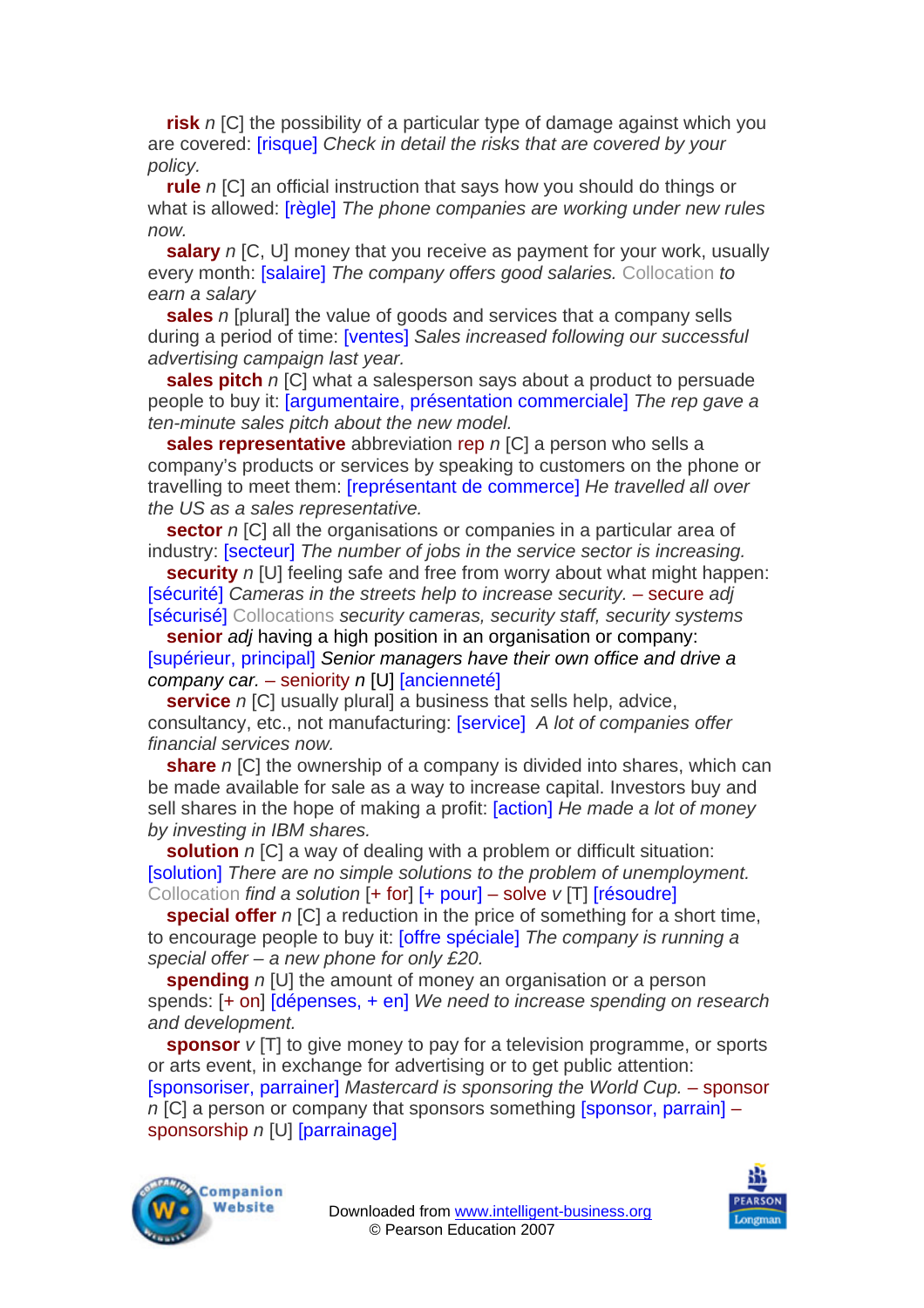**risk** *n* [C] the possibility of a particular type of damage against which you are covered: [risque] *Check in detail the risks that are covered by your policy.*

**rule** *n* [C] an official instruction that says how you should do things or what is allowed: [règle] *The phone companies are working under new rules now.*

**salary** *n* [C, U] money that you receive as payment for your work, usually every month: [salaire] *The company offers good salaries.* Collocation *to earn a salary*

**sales** *n* [plural] the value of goods and services that a company sells during a period of time: [ventes] *Sales increased following our successful advertising campaign last year.*

**sales pitch** *n* [C] what a salesperson says about a product to persuade people to buy it: [argumentaire, présentation commerciale] *The rep gave a ten-minute sales pitch about the new model.*

**sales representative** abbreviation rep *n* [C] a person who sells a company's products or services by speaking to customers on the phone or travelling to meet them: [représentant de commerce] *He travelled all over the US as a sales representative.*

**sector** *n* [C] all the organisations or companies in a particular area of industry: [secteur] *The number of jobs in the service sector is increasing.*

**security** *n* [U] feeling safe and free from worry about what might happen: [sécurité] *Cameras in the streets help to increase security.* – secure *adj* [sécurisé] Collocations *security cameras, security staff, security systems*

**senior** *adj* having a high position in an organisation or company: [supérieur, principal] *Senior managers have their own office and drive a company car.* – seniority *n* [U] [ancienneté]

**service** *n* [C] usually plural] a business that sells help, advice, consultancy, etc., not manufacturing: [service] *A lot of companies offer financial services now.*

**share** *n* [C] the ownership of a company is divided into shares, which can be made available for sale as a way to increase capital. Investors buy and sell shares in the hope of making a profit: [action] *He made a lot of money by investing in IBM shares.*

**solution** *n* [C] a way of dealing with a problem or difficult situation: [solution] *There are no simple solutions to the problem of unemployment.* Collocation *find a solution* [+ for] [+ pour] – solve *v* [T] [résoudre]

**special offer** *n* [C] a reduction in the price of something for a short time, to encourage people to buy it: [offre spéciale] *The company is running a special offer – a new phone for only £20.*

**spending** *n* [U] the amount of money an organisation or a person spends: [+ on] [dépenses, + en] *We need to increase spending on research and development.*

**sponsor** *v* [T] to give money to pay for a television programme, or sports or arts event, in exchange for advertising or to get public attention: [sponsoriser, parrainer] *Mastercard is sponsoring the World Cup.* – sponsor *n* [C] a person or company that sponsors something [sponsor, parrain] – sponsorship *n* [U] [parrainage]

Downloaded from www.intelligent-business.org
© Pearson Education 2007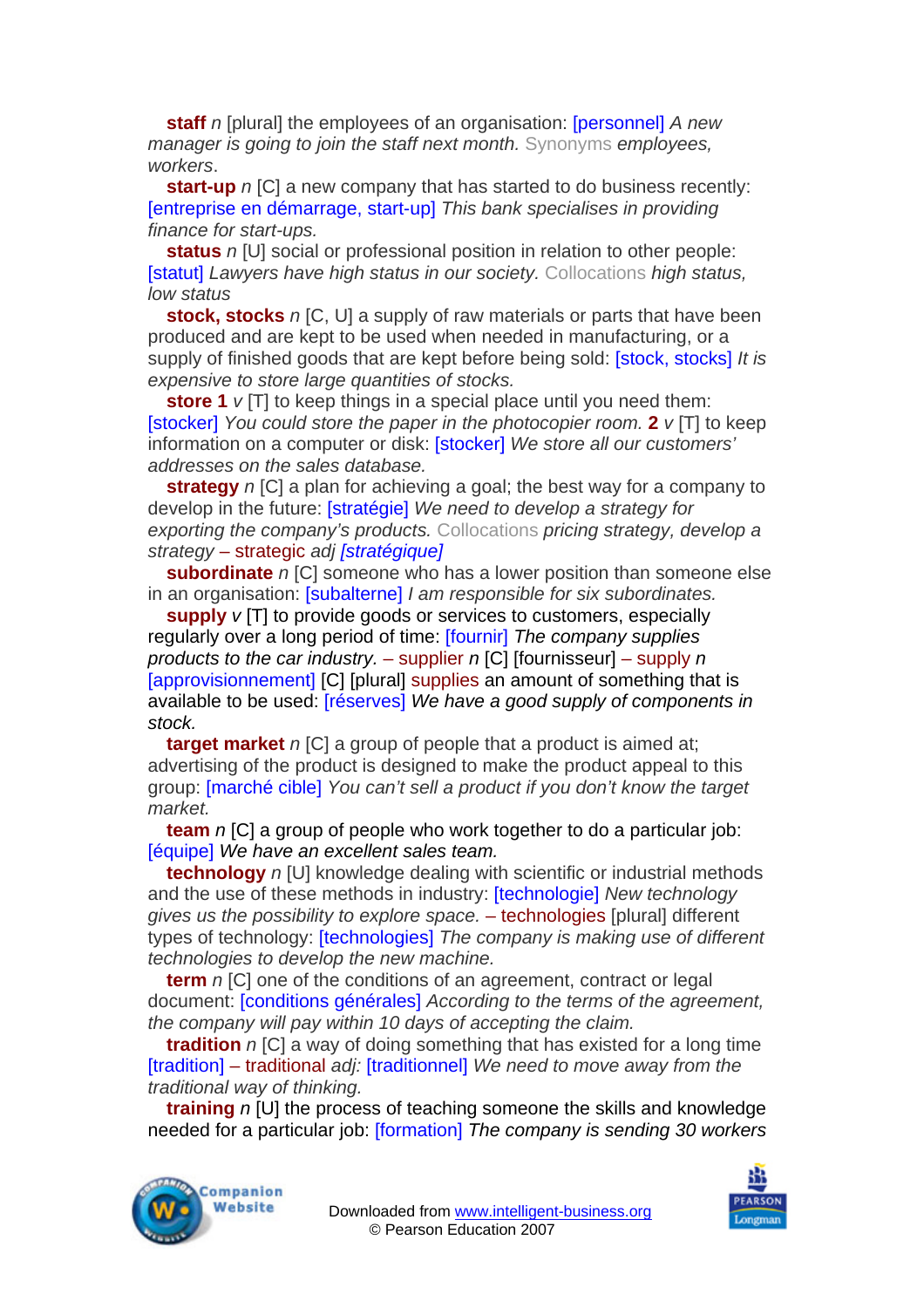**staff** *n* [plural] the employees of an organisation: [personnel] *A new manager is going to join the staff next month.* Synonyms *employees, workers*.

**start-up** *n* [C] a new company that has started to do business recently: [entreprise en démarrage, start-up] *This bank specialises in providing finance for start-ups.*

**status** *n* [U] social or professional position in relation to other people: [statut] *Lawyers have high status in our society.* Collocations *high status, low status*

**stock, stocks** *n* [C, U] a supply of raw materials or parts that have been produced and are kept to be used when needed in manufacturing, or a supply of finished goods that are kept before being sold: [stock, stocks] *It is expensive to store large quantities of stocks.*

**store 1** *v* [T] to keep things in a special place until you need them: [stocker] *You could store the paper in the photocopier room.* **2** *v* [T] to keep information on a computer or disk: [stocker] *We store all our customers' addresses on the sales database.*

**strategy** *n* [C] a plan for achieving a goal; the best way for a company to develop in the future: [stratégie] *We need to develop a strategy for exporting the company's products.* Collocations *pricing strategy, develop a strategy* – strategic *adj* *[stratégique]*

**subordinate** *n* [C] someone who has a lower position than someone else in an organisation: [subalterne] *I am responsible for six subordinates.*

**supply** *v* [T] to provide goods or services to customers, especially regularly over a long period of time: [fournir] *The company supplies products to the car industry.* – supplier *n* [C] [fournisseur] – supply *n* [approvisionnement] [C] [plural] supplies an amount of something that is available to be used: [réserves] *We have a good supply of components in stock.*

**target market** *n* [C] a group of people that a product is aimed at; advertising of the product is designed to make the product appeal to this group: [marché cible] *You can't sell a product if you don't know the target market.*

**team** *n* [C] a group of people who work together to do a particular job: [équipe] *We have an excellent sales team.*

**technology** *n* [U] knowledge dealing with scientific or industrial methods and the use of these methods in industry: [technologie] *New technology gives us the possibility to explore space.* – technologies [plural] different types of technology: [technologies] *The company is making use of different technologies to develop the new machine.*

**term** *n* [C] one of the conditions of an agreement, contract or legal document: [conditions générales] *According to the terms of the agreement, the company will pay within 10 days of accepting the claim.*

**tradition** *n* [C] a way of doing something that has existed for a long time [tradition] – traditional *adj:* [traditionnel] *We need to move away from the traditional way of thinking.*

**training** *n* [U] the process of teaching someone the skills and knowledge needed for a particular job: [formation] *The company is sending 30 workers*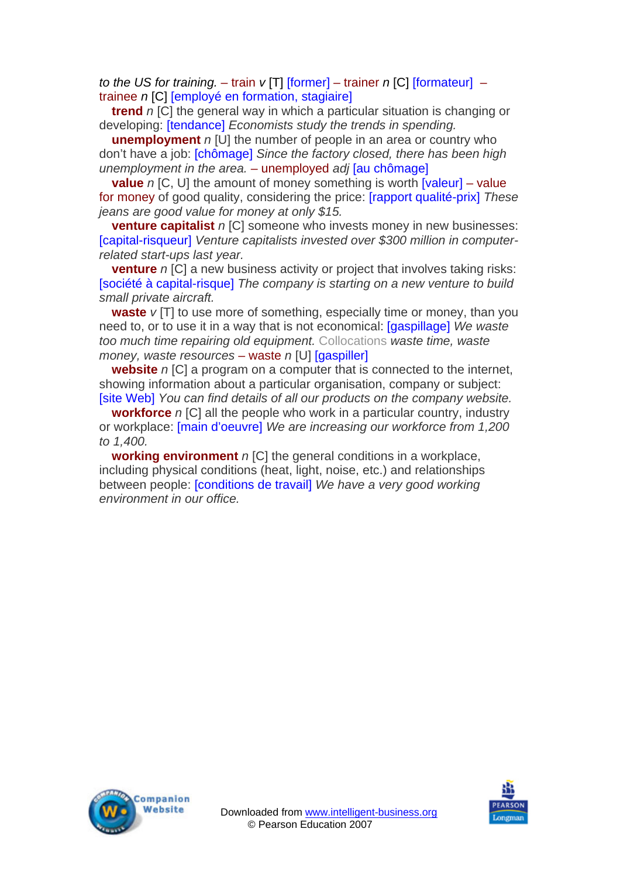*to the US for training.* – train *v* [T] [former] – trainer *n* [C] [formateur] – trainee *n* [C] [employé en formation, stagiaire]

**trend** *n* [C] the general way in which a particular situation is changing or developing: [tendance] *Economists study the trends in spending.*

**unemployment** *n* [U] the number of people in an area or country who don't have a job: [chômage] *Since the factory closed, there has been high unemployment in the area.* – unemployed *adj* [au chômage]

**value** *n* [C, U] the amount of money something is worth [valeur] – value for money of good quality, considering the price: [rapport qualité-prix] *These jeans are good value for money at only $15.*

**venture capitalist** *n* [C] someone who invests money in new businesses: [capital-risqueur] *Venture capitalists invested over $300 million in computer-related start-ups last year.*

**venture** *n* [C] a new business activity or project that involves taking risks: [société à capital-risque] *The company is starting on a new venture to build small private aircraft.*

**waste** *v* [T] to use more of something, especially time or money, than you need to, or to use it in a way that is not economical: [gaspillage] *We waste too much time repairing old equipment.* Collocations *waste time, waste money, waste resources* – waste *n* [U] [gaspiller]

**website** *n* [C] a program on a computer that is connected to the internet, showing information about a particular organisation, company or subject: [site Web] *You can find details of all our products on the company website.*

**workforce** *n* [C] all the people who work in a particular country, industry or workplace: [main d'oeuvre] *We are increasing our workforce from 1,200 to 1,400.*

**working environment** *n* [C] the general conditions in a workplace, including physical conditions (heat, light, noise, etc.) and relationships between people: [conditions de travail] *We have a very good working environment in our office.*